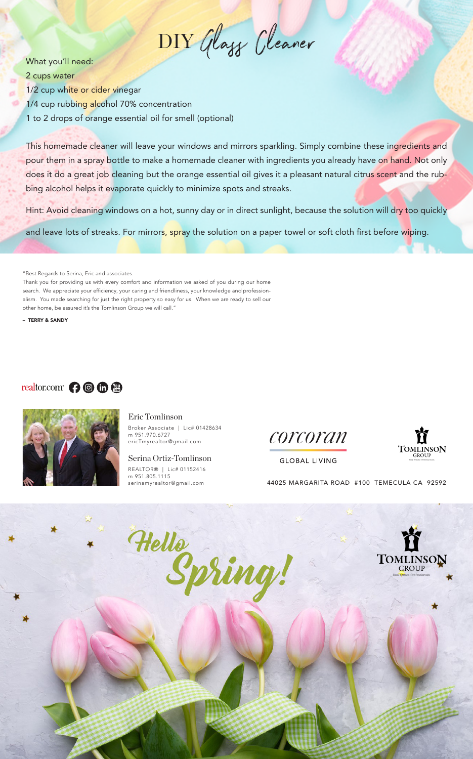# DIY Glass Cleaner

What you'll need:

- 2 cups water
- 1/2 cup white or cider vinegar
- 1/4 cup rubbing alcohol 70% concentration
- 1 to 2 drops of orange essential oil for smell (optional)

This homemade cleaner will leave your windows and mirrors sparkling. Simply combine these ingredients and pour them in a spray bottle to make a homemade cleaner with ingredients you already have on hand. Not only does it do a great job cleaning but the orange essential oil gives it a pleasant natural citrus scent and the rubbing alcohol helps it evaporate quickly to minimize spots and streaks.

Hint: Avoid cleaning windows on a hot, sunny day or in direct sunlight, because the solution will dry too quickly and leave lots of streaks. For mirrors, spray the solution on a paper towel or soft cloth first before wiping.

"Best Regards to Serina, Eric and associates.
Thank you for providing us with every comfort and information we asked of you during our home search. We appreciate your efficiency, your caring and friendliness, your knowledge and professionalism. You made searching for just the right property so easy for us. When we are ready to sell our other home, be assured it's the Tomlinson Group we will call."

– **TERRY & SANDY**

realtor.com

**Eric Tomlinson**
Broker Associate | Lic# 01428634
m 951.970.6727
ericTmyrealtor@gmail.com

**Serina Ortiz-Tomlinson**
REALTOR® | Lic# 01152416
m 951.805.1115
serinamyrealtor@gmail.com

corcoran
GLOBAL LIVING

TOMLINSON GROUP
Real Estate Professionals

44025 MARGARITA ROAD #100 TEMECULA CA 92592

# Hello Spring!

TOMLINSON GROUP
Real Estate Professionals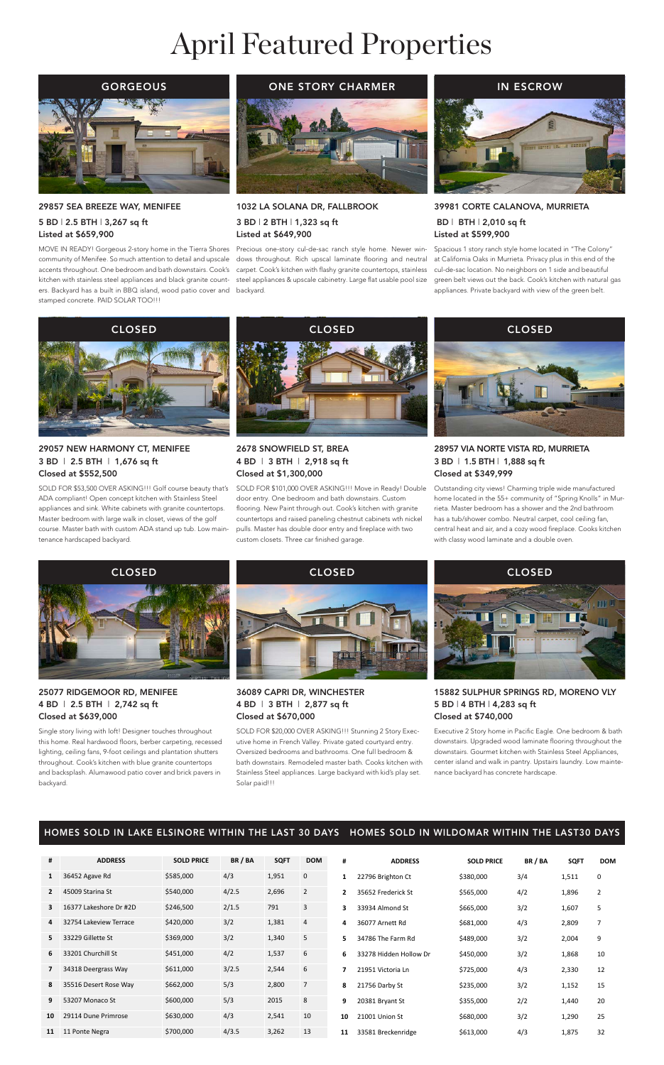# April Featured Properties

## GORGEOUS

### 29857 SEA BREEZE WAY, MENIFEE

**5 BD | 2.5 BTH | 3,267 sq ft**
**Listed at $659,900**

MOVE IN READY! Gorgeous 2-story home in the Tierra Shores community of Menifee. So much attention to detail and upscale accents throughout. One bedroom and bath downstairs. Cook's kitchen with stainless steel appliances and black granite counters. Backyard has a built in BBQ island, wood patio cover and stamped concrete. PAID SOLAR TOO!!!

## ONE STORY CHARMER

### 1032 LA SOLANA DR, FALLBROOK

**3 BD | 2 BTH | 1,323 sq ft**
**Listed at $649,900**

Precious one-story cul-de-sac ranch style home. Newer windows throughout. Rich upscal laminate flooring and neutral carpet. Cook's kitchen with flashy granite countertops, stainless steel appliances & upscale cabinetry. Large flat usable pool size backyard.

## IN ESCROW

### 39981 CORTE CALANOVA, MURRIETA

**BD | BTH | 2,010 sq ft**
**Listed at $599,900**

Spacious 1 story ranch style home located in "The Colony" at California Oaks in Murrieta. Privacy plus in this end of the cul-de-sac location. No neighbors on 1 side and beautiful green belt views out the back. Cook's kitchen with natural gas appliances. Private backyard with view of the green belt.

## CLOSED

### 29057 NEW HARMONY CT, MENIFEE

**3 BD | 2.5 BTH | 1,676 sq ft**
**Closed at $552,500**

SOLD FOR $53,500 OVER ASKING!!! Golf course beauty that's ADA compliant! Open concept kitchen with Stainless Steel appliances and sink. White cabinets with granite countertops. Master bedroom with large walk in closet, views of the golf course. Master bath with custom ADA stand up tub. Low maintenance hardscaped backyard.

## CLOSED

### 2678 SNOWFIELD ST, BREA

**4 BD | 3 BTH | 2,918 sq ft**
**Closed at $1,300,000**

SOLD FOR $101,000 OVER ASKING!!! Move in Ready! Double door entry. One bedroom and bath downstairs. Custom flooring. New Paint through out. Cook's kitchen with granite countertops and raised paneling chestnut cabinets wth nickel pulls. Master has double door entry and fireplace with two custom closets. Three car finished garage.

## CLOSED

### 28957 VIA NORTE VISTA RD, MURRIETA

**3 BD | 1.5 BTH | 1,888 sq ft**
**Closed at $349,999**

Outstanding city views! Charming triple wide manufactured home located in the 55+ community of "Spring Knolls" in Murrieta. Master bedroom has a shower and the 2nd bathroom has a tub/shower combo. Neutral carpet, cool ceiling fan, central heat and air, and a cozy wood fireplace. Cooks kitchen with classy wood laminate and a double oven.

## CLOSED

### 25077 RIDGEMOOR RD, MENIFEE

**4 BD | 2.5 BTH | 2,742 sq ft**
**Closed at $639,000**

Single story living with loft! Designer touches throughout this home. Real hardwood floors, berber carpeting, recessed lighting, ceiling fans, 9-foot ceilings and plantation shutters throughout. Cook's kitchen with blue granite countertops and backsplash. Alumawood patio cover and brick pavers in backyard.

## CLOSED

### 36089 CAPRI DR, WINCHESTER

**4 BD | 3 BTH | 2,877 sq ft**
**Closed at $670,000**

SOLD FOR $20,000 OVER ASKING!!! Stunning 2 Story Executive home in French Valley. Private gated courtyard entry. Oversized bedrooms and bathrooms. One full bedroom & bath downstairs. Remodeled master bath. Cooks kitchen with Stainless Steel appliances. Large backyard with kid's play set. Solar paid!!!

## CLOSED

### 15882 SULPHUR SPRINGS RD, MORENO VLY

**5 BD | 4 BTH | 4,283 sq ft**
**Closed at $740,000**

Executive 2 Story home in Pacific Eagle. One bedroom & bath downstairs. Upgraded wood laminate flooring throughout the downstairs. Gourmet kitchen with Stainless Steel Appliances, center island and walk in pantry. Upstairs laundry. Low maintenance backyard has concrete hardscape.

## HOMES SOLD IN LAKE ELSINORE WITHIN THE LAST 30 DAYS

| # | ADDRESS | SOLD PRICE | BR / BA | SQFT | DOM |
|---|---|---|---|---|---|
| 1 | 36452 Agave Rd | $585,000 | 4/3 | 1,951 | 0 |
| 2 | 45009 Starina St | $540,000 | 4/2.5 | 2,696 | 2 |
| 3 | 16377 Lakeshore Dr #2D | $246,500 | 2/1.5 | 791 | 3 |
| 4 | 32754 Lakeview Terrace | $420,000 | 3/2 | 1,381 | 4 |
| 5 | 33229 Gillette St | $369,000 | 3/2 | 1,340 | 5 |
| 6 | 33201 Churchill St | $451,000 | 4/2 | 1,537 | 6 |
| 7 | 34318 Deergrass Way | $611,000 | 3/2.5 | 2,544 | 6 |
| 8 | 35516 Desert Rose Way | $662,000 | 5/3 | 2,800 | 7 |
| 9 | 53207 Monaco St | $600,000 | 5/3 | 2015 | 8 |
| 10 | 29114 Dune Primrose | $630,000 | 4/3 | 2,541 | 10 |
| 11 | 11 Ponte Negra | $700,000 | 4/3.5 | 3,262 | 13 |

## HOMES SOLD IN WILDOMAR WITHIN THE LAST30 DAYS

| # | ADDRESS | SOLD PRICE | BR / BA | SQFT | DOM |
|---|---|---|---|---|---|
| 1 | 22796 Brighton Ct | $380,000 | 3/4 | 1,511 | 0 |
| 2 | 35652 Frederick St | $565,000 | 4/2 | 1,896 | 2 |
| 3 | 33934 Almond St | $665,000 | 3/2 | 1,607 | 5 |
| 4 | 36077 Arnett Rd | $681,000 | 4/3 | 2,809 | 7 |
| 5 | 34786 The Farm Rd | $489,000 | 3/2 | 2,004 | 9 |
| 6 | 33278 Hidden Hollow Dr | $450,000 | 3/2 | 1,868 | 10 |
| 7 | 21951 Victoria Ln | $725,000 | 4/3 | 2,330 | 12 |
| 8 | 21756 Darby St | $235,000 | 3/2 | 1,152 | 15 |
| 9 | 20381 Bryant St | $355,000 | 2/2 | 1,440 | 20 |
| 10 | 21001 Union St | $680,000 | 3/2 | 1,290 | 25 |
| 11 | 33581 Breckenridge | $613,000 | 4/3 | 1,875 | 32 |